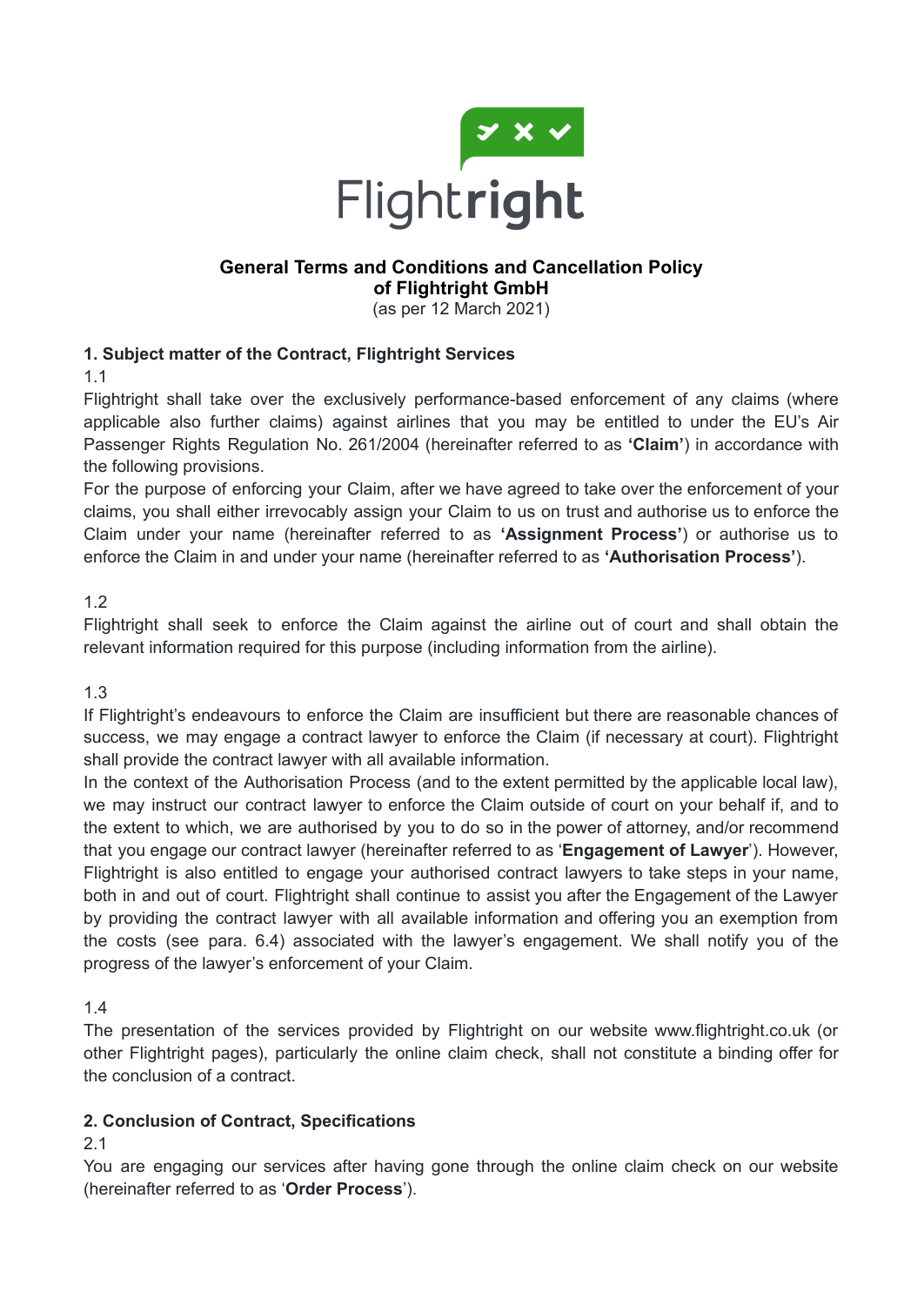# General Terms and Conditions and Cancellation Policy of Flightright GmbH

(as per 12 March 2021)

## 1. Subject matter of the Contract, Flightright Services

1.1

Flightright shall take over the exclusively performance-based enforcement of any claims (where applicable also further claims) against airlines that you may be entitled to under the EU's Air Passenger Rights Regulation No. 261/2004 (hereinafter referred to as **'Claim'**) in accordance with the following provisions.

For the purpose of enforcing your Claim, after we have agreed to take over the enforcement of your claims, you shall either irrevocably assign your Claim to us on trust and authorise us to enforce the Claim under your name (hereinafter referred to as **'Assignment Process'**) or authorise us to enforce the Claim in and under your name (hereinafter referred to as **'Authorisation Process'**).

1.2

Flightright shall seek to enforce the Claim against the airline out of court and shall obtain the relevant information required for this purpose (including information from the airline).

1.3

If Flightright's endeavours to enforce the Claim are insufficient but there are reasonable chances of success, we may engage a contract lawyer to enforce the Claim (if necessary at court). Flightright shall provide the contract lawyer with all available information.

In the context of the Authorisation Process (and to the extent permitted by the applicable local law), we may instruct our contract lawyer to enforce the Claim outside of court on your behalf if, and to the extent to which, we are authorised by you to do so in the power of attorney, and/or recommend that you engage our contract lawyer (hereinafter referred to as '**Engagement of Lawyer**'). However, Flightright is also entitled to engage your authorised contract lawyers to take steps in your name, both in and out of court. Flightright shall continue to assist you after the Engagement of the Lawyer by providing the contract lawyer with all available information and offering you an exemption from the costs (see para. 6.4) associated with the lawyer's engagement. We shall notify you of the progress of the lawyer's enforcement of your Claim.

1.4

The presentation of the services provided by Flightright on our website www.flightright.co.uk (or other Flightright pages), particularly the online claim check, shall not constitute a binding offer for the conclusion of a contract.

## 2. Conclusion of Contract, Specifications

2.1

You are engaging our services after having gone through the online claim check on our website (hereinafter referred to as '**Order Process**').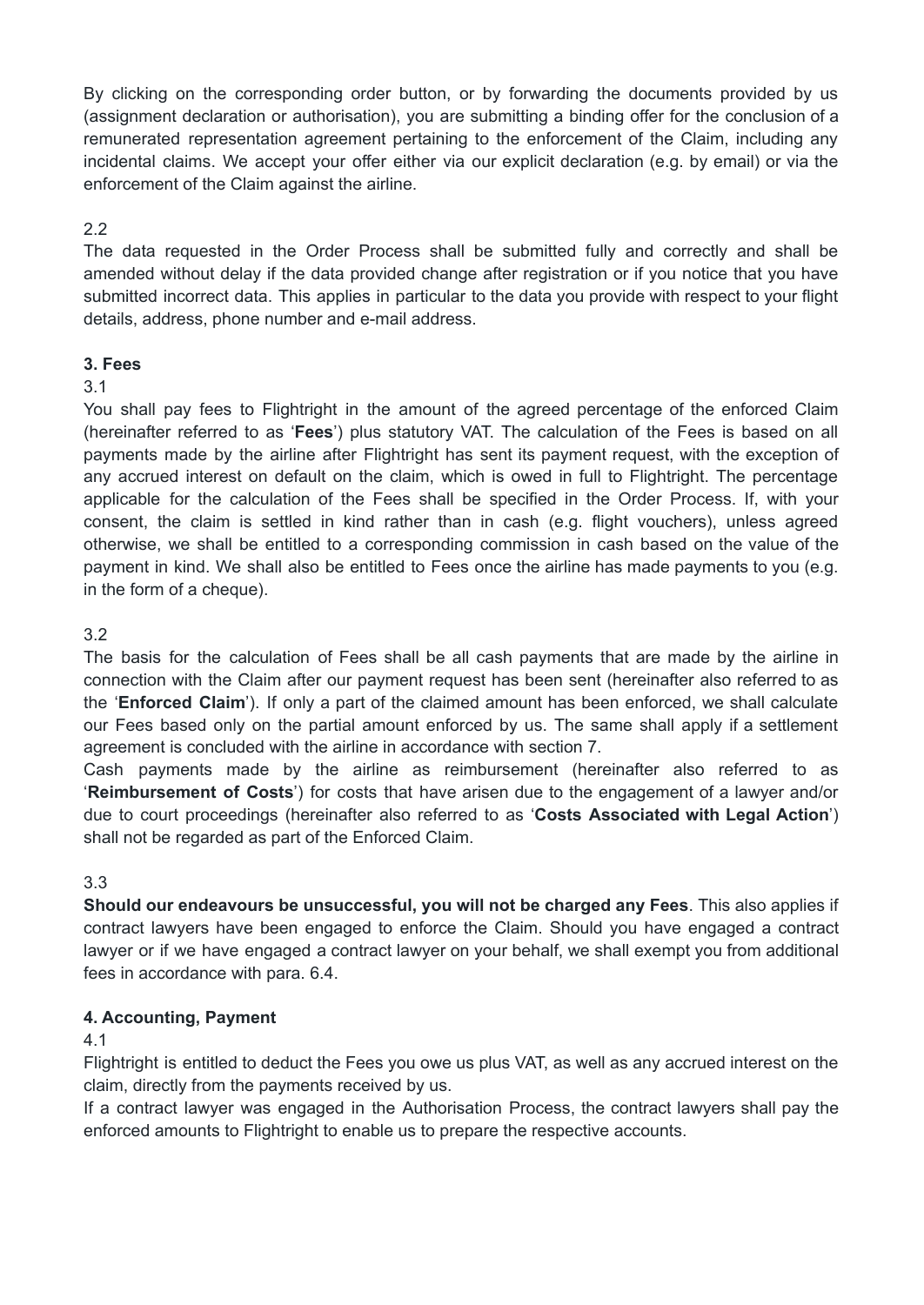By clicking on the corresponding order button, or by forwarding the documents provided by us (assignment declaration or authorisation), you are submitting a binding offer for the conclusion of a remunerated representation agreement pertaining to the enforcement of the Claim, including any incidental claims. We accept your offer either via our explicit declaration (e.g. by email) or via the enforcement of the Claim against the airline.

2.2

The data requested in the Order Process shall be submitted fully and correctly and shall be amended without delay if the data provided change after registration or if you notice that you have submitted incorrect data. This applies in particular to the data you provide with respect to your flight details, address, phone number and e-mail address.

**3. Fees**

3.1

You shall pay fees to Flightright in the amount of the agreed percentage of the enforced Claim (hereinafter referred to as '**Fees**') plus statutory VAT. The calculation of the Fees is based on all payments made by the airline after Flightright has sent its payment request, with the exception of any accrued interest on default on the claim, which is owed in full to Flightright. The percentage applicable for the calculation of the Fees shall be specified in the Order Process. If, with your consent, the claim is settled in kind rather than in cash (e.g. flight vouchers), unless agreed otherwise, we shall be entitled to a corresponding commission in cash based on the value of the payment in kind. We shall also be entitled to Fees once the airline has made payments to you (e.g. in the form of a cheque).

3.2

The basis for the calculation of Fees shall be all cash payments that are made by the airline in connection with the Claim after our payment request has been sent (hereinafter also referred to as the '**Enforced Claim**'). If only a part of the claimed amount has been enforced, we shall calculate our Fees based only on the partial amount enforced by us. The same shall apply if a settlement agreement is concluded with the airline in accordance with section 7.

Cash payments made by the airline as reimbursement (hereinafter also referred to as '**Reimbursement of Costs**') for costs that have arisen due to the engagement of a lawyer and/or due to court proceedings (hereinafter also referred to as '**Costs Associated with Legal Action**') shall not be regarded as part of the Enforced Claim.

3.3

**Should our endeavours be unsuccessful, you will not be charged any Fees**. This also applies if contract lawyers have been engaged to enforce the Claim. Should you have engaged a contract lawyer or if we have engaged a contract lawyer on your behalf, we shall exempt you from additional fees in accordance with para. 6.4.

**4. Accounting, Payment**

4.1

Flightright is entitled to deduct the Fees you owe us plus VAT, as well as any accrued interest on the claim, directly from the payments received by us.

If a contract lawyer was engaged in the Authorisation Process, the contract lawyers shall pay the enforced amounts to Flightright to enable us to prepare the respective accounts.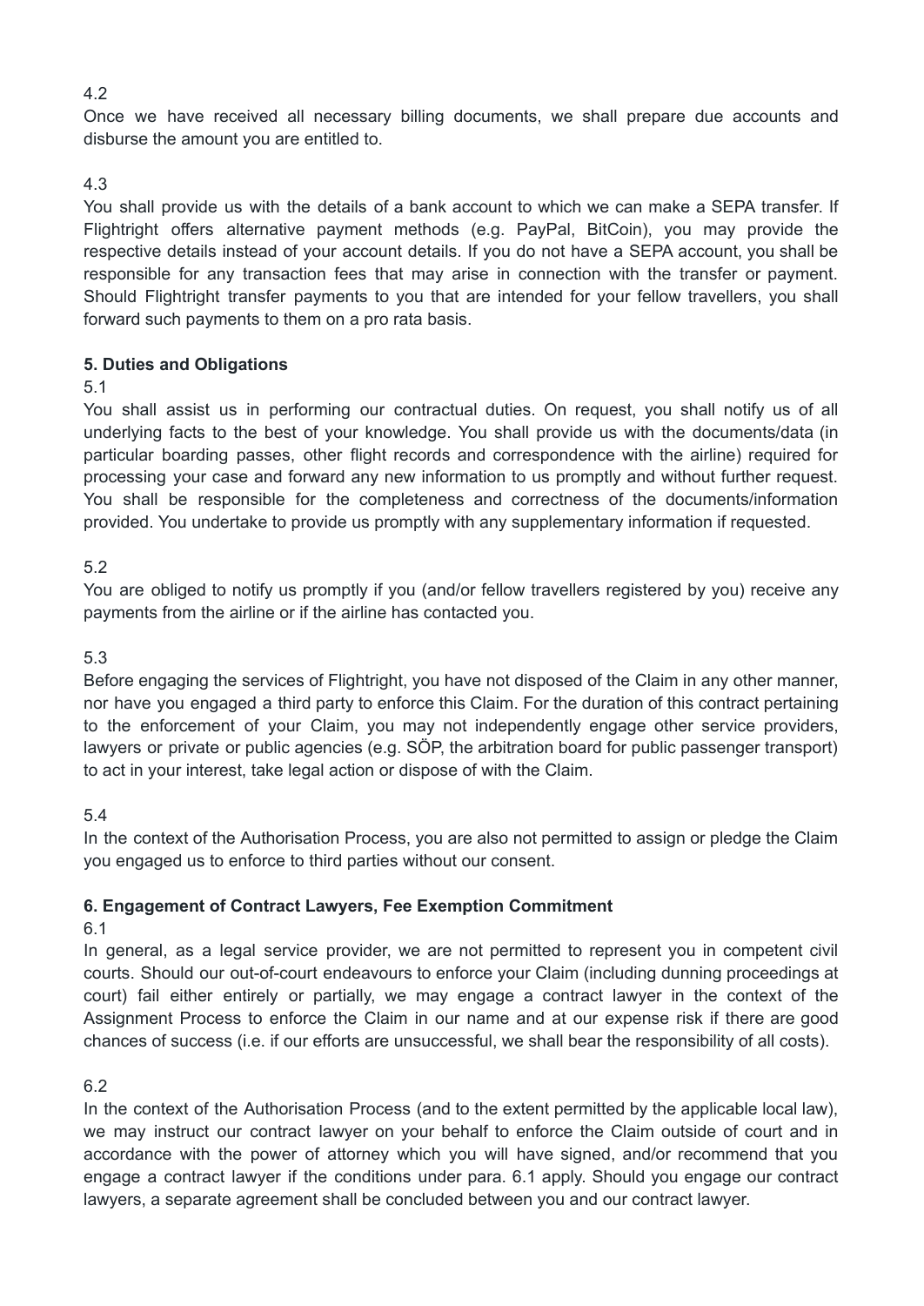4.2

Once we have received all necessary billing documents, we shall prepare due accounts and disburse the amount you are entitled to.

4.3

You shall provide us with the details of a bank account to which we can make a SEPA transfer. If Flightright offers alternative payment methods (e.g. PayPal, BitCoin), you may provide the respective details instead of your account details. If you do not have a SEPA account, you shall be responsible for any transaction fees that may arise in connection with the transfer or payment. Should Flightright transfer payments to you that are intended for your fellow travellers, you shall forward such payments to them on a pro rata basis.

**5. Duties and Obligations**

5.1

You shall assist us in performing our contractual duties. On request, you shall notify us of all underlying facts to the best of your knowledge. You shall provide us with the documents/data (in particular boarding passes, other flight records and correspondence with the airline) required for processing your case and forward any new information to us promptly and without further request. You shall be responsible for the completeness and correctness of the documents/information provided. You undertake to provide us promptly with any supplementary information if requested.

5.2

You are obliged to notify us promptly if you (and/or fellow travellers registered by you) receive any payments from the airline or if the airline has contacted you.

5.3

Before engaging the services of Flightright, you have not disposed of the Claim in any other manner, nor have you engaged a third party to enforce this Claim. For the duration of this contract pertaining to the enforcement of your Claim, you may not independently engage other service providers, lawyers or private or public agencies (e.g. SÖP, the arbitration board for public passenger transport) to act in your interest, take legal action or dispose of with the Claim.

5.4

In the context of the Authorisation Process, you are also not permitted to assign or pledge the Claim you engaged us to enforce to third parties without our consent.

**6. Engagement of Contract Lawyers, Fee Exemption Commitment**

6.1

In general, as a legal service provider, we are not permitted to represent you in competent civil courts. Should our out-of-court endeavours to enforce your Claim (including dunning proceedings at court) fail either entirely or partially, we may engage a contract lawyer in the context of the Assignment Process to enforce the Claim in our name and at our expense risk if there are good chances of success (i.e. if our efforts are unsuccessful, we shall bear the responsibility of all costs).

6.2

In the context of the Authorisation Process (and to the extent permitted by the applicable local law), we may instruct our contract lawyer on your behalf to enforce the Claim outside of court and in accordance with the power of attorney which you will have signed, and/or recommend that you engage a contract lawyer if the conditions under para. 6.1 apply. Should you engage our contract lawyers, a separate agreement shall be concluded between you and our contract lawyer.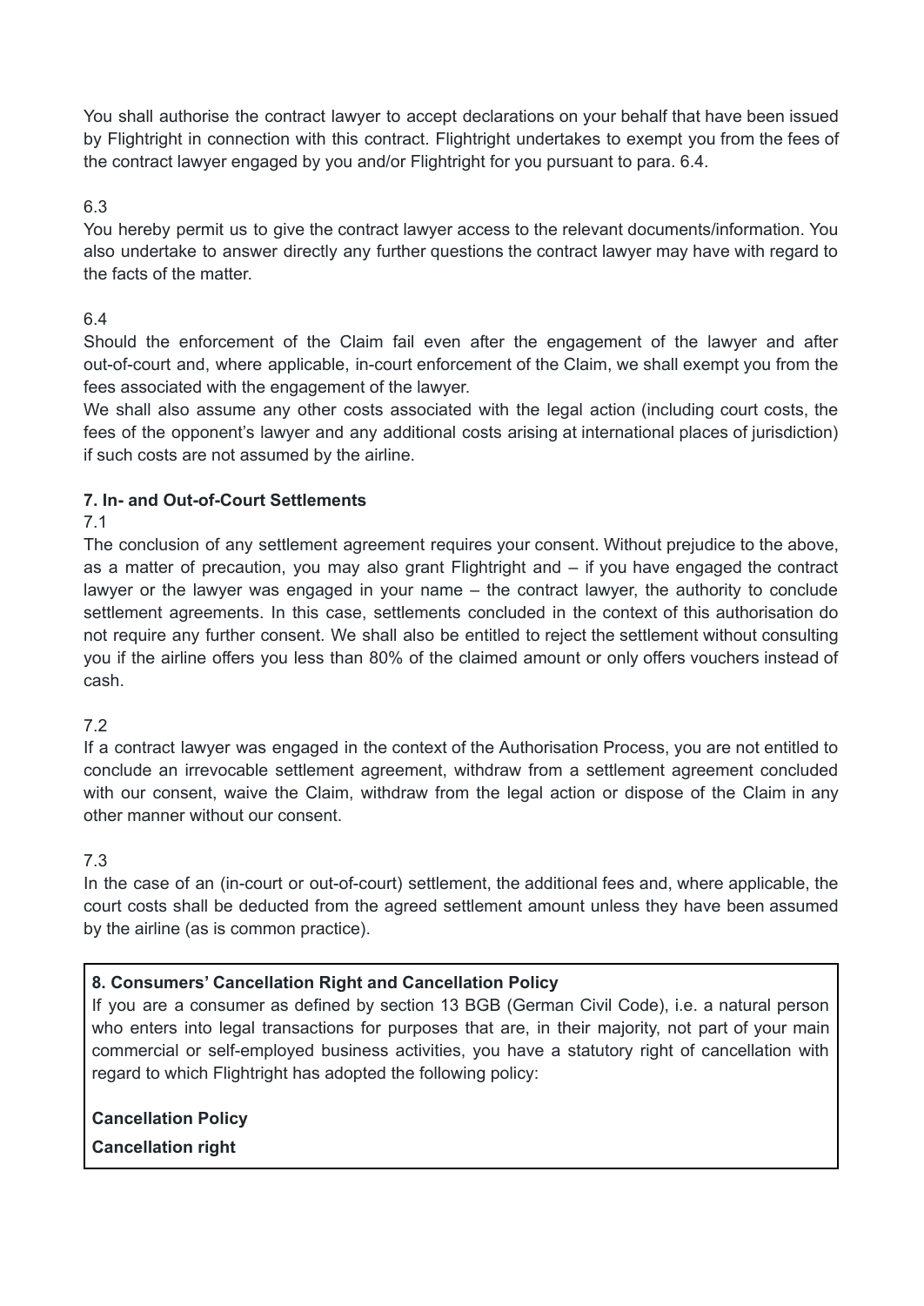You shall authorise the contract lawyer to accept declarations on your behalf that have been issued by Flightright in connection with this contract. Flightright undertakes to exempt you from the fees of the contract lawyer engaged by you and/or Flightright for you pursuant to para. 6.4.

6.3

You hereby permit us to give the contract lawyer access to the relevant documents/information. You also undertake to answer directly any further questions the contract lawyer may have with regard to the facts of the matter.

6.4

Should the enforcement of the Claim fail even after the engagement of the lawyer and after out-of-court and, where applicable, in-court enforcement of the Claim, we shall exempt you from the fees associated with the engagement of the lawyer.

We shall also assume any other costs associated with the legal action (including court costs, the fees of the opponent's lawyer and any additional costs arising at international places of jurisdiction) if such costs are not assumed by the airline.

### 7. In- and Out-of-Court Settlements

7.1

The conclusion of any settlement agreement requires your consent. Without prejudice to the above, as a matter of precaution, you may also grant Flightright and – if you have engaged the contract lawyer or the lawyer was engaged in your name – the contract lawyer, the authority to conclude settlement agreements. In this case, settlements concluded in the context of this authorisation do not require any further consent. We shall also be entitled to reject the settlement without consulting you if the airline offers you less than 80% of the claimed amount or only offers vouchers instead of cash.

7.2

If a contract lawyer was engaged in the context of the Authorisation Process, you are not entitled to conclude an irrevocable settlement agreement, withdraw from a settlement agreement concluded with our consent, waive the Claim, withdraw from the legal action or dispose of the Claim in any other manner without our consent.

7.3

In the case of an (in-court or out-of-court) settlement, the additional fees and, where applicable, the court costs shall be deducted from the agreed settlement amount unless they have been assumed by the airline (as is common practice).

### 8. Consumers' Cancellation Right and Cancellation Policy

If you are a consumer as defined by section 13 BGB (German Civil Code), i.e. a natural person who enters into legal transactions for purposes that are, in their majority, not part of your main commercial or self-employed business activities, you have a statutory right of cancellation with regard to which Flightright has adopted the following policy:

**Cancellation Policy**

**Cancellation right**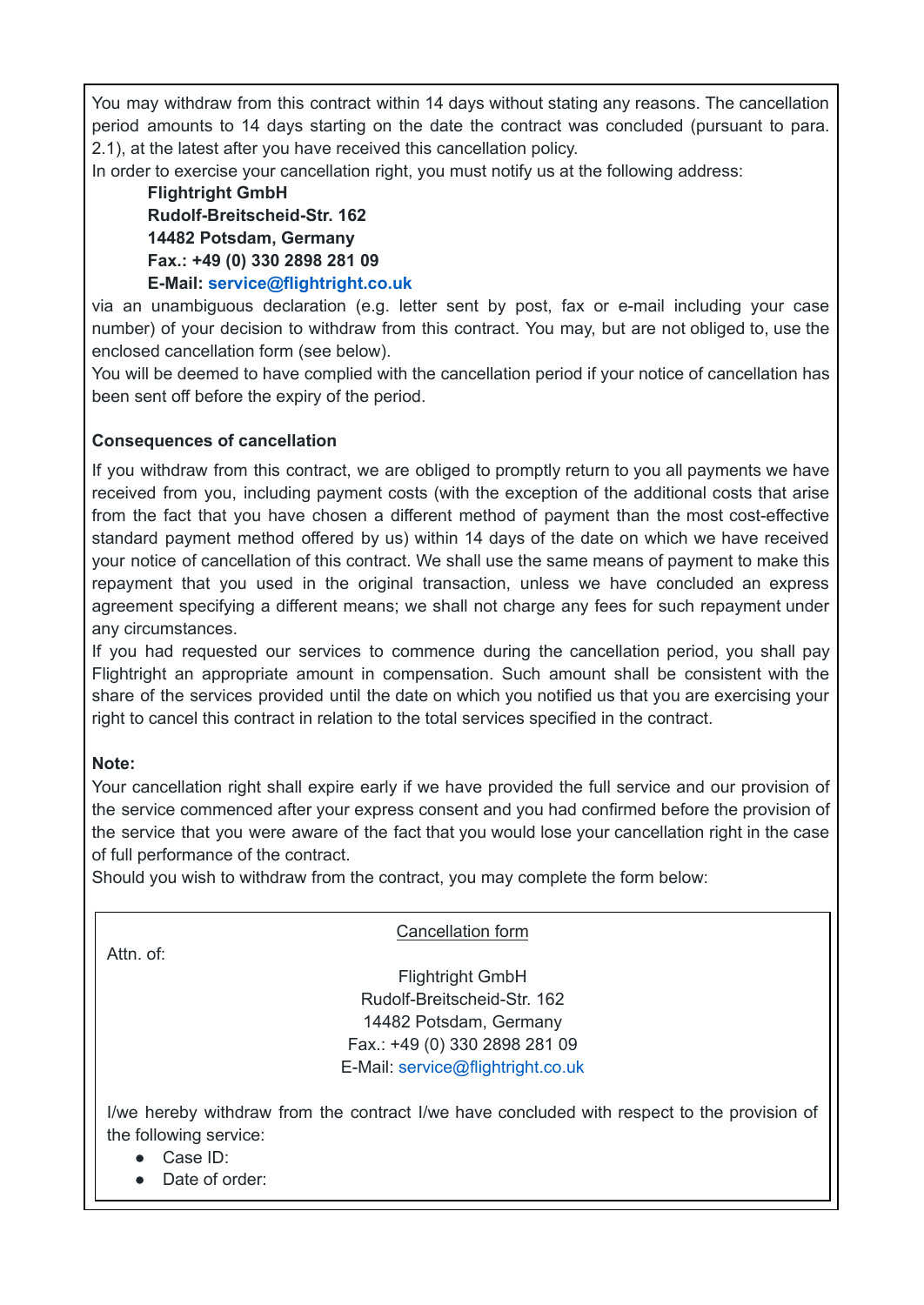You may withdraw from this contract within 14 days without stating any reasons. The cancellation period amounts to 14 days starting on the date the contract was concluded (pursuant to para. 2.1), at the latest after you have received this cancellation policy.
In order to exercise your cancellation right, you must notify us at the following address:

> **Flightright GmbH**
> **Rudolf-Breitscheid-Str. 162**
> **14482 Potsdam, Germany**
> **Fax.: +49 (0) 330 2898 281 09**
> **E-Mail: service@flightright.co.uk**

via an unambiguous declaration (e.g. letter sent by post, fax or e-mail including your case number) of your decision to withdraw from this contract. You may, but are not obliged to, use the enclosed cancellation form (see below).
You will be deemed to have complied with the cancellation period if your notice of cancellation has been sent off before the expiry of the period.

**Consequences of cancellation**

If you withdraw from this contract, we are obliged to promptly return to you all payments we have received from you, including payment costs (with the exception of the additional costs that arise from the fact that you have chosen a different method of payment than the most cost-effective standard payment method offered by us) within 14 days of the date on which we have received your notice of cancellation of this contract. We shall use the same means of payment to make this repayment that you used in the original transaction, unless we have concluded an express agreement specifying a different means; we shall not charge any fees for such repayment under any circumstances.
If you had requested our services to commence during the cancellation period, you shall pay Flightright an appropriate amount in compensation. Such amount shall be consistent with the share of the services provided until the date on which you notified us that you are exercising your right to cancel this contract in relation to the total services specified in the contract.

**Note:**
Your cancellation right shall expire early if we have provided the full service and our provision of the service commenced after your express consent and you had confirmed before the provision of the service that you were aware of the fact that you would lose your cancellation right in the case of full performance of the contract.
Should you wish to withdraw from the contract, you may complete the form below:

---

Cancellation form

Attn. of:

Flightright GmbH
Rudolf-Breitscheid-Str. 162
14482 Potsdam, Germany
Fax.: +49 (0) 330 2898 281 09
E-Mail: service@flightright.co.uk

I/we hereby withdraw from the contract I/we have concluded with respect to the provision of the following service:

- Case ID:
- Date of order: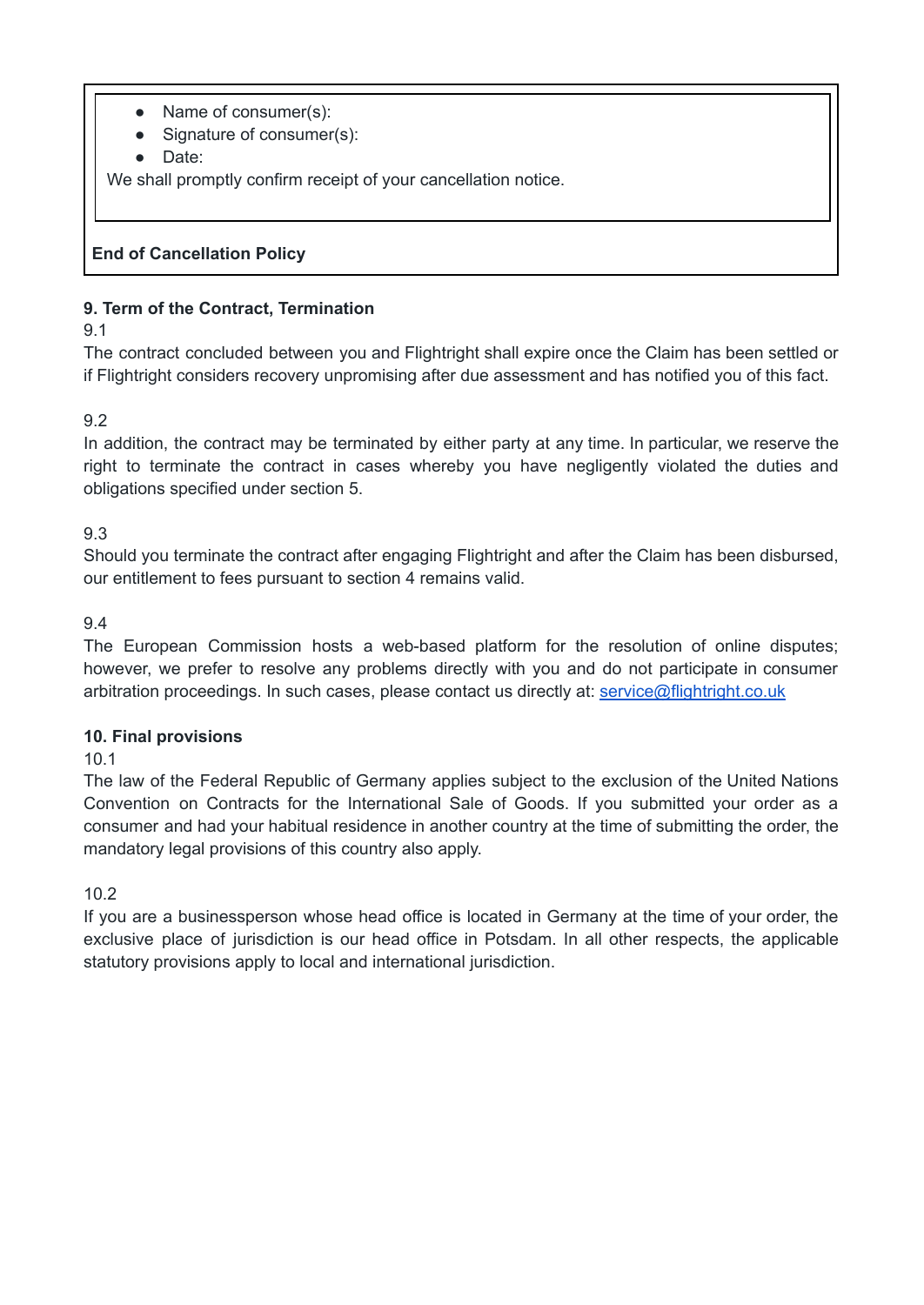- Name of consumer(s):
- Signature of consumer(s):
- Date:

We shall promptly confirm receipt of your cancellation notice.

**End of Cancellation Policy**

**9. Term of the Contract, Termination**

9.1

The contract concluded between you and Flightright shall expire once the Claim has been settled or if Flightright considers recovery unpromising after due assessment and has notified you of this fact.

9.2

In addition, the contract may be terminated by either party at any time. In particular, we reserve the right to terminate the contract in cases whereby you have negligently violated the duties and obligations specified under section 5.

9.3

Should you terminate the contract after engaging Flightright and after the Claim has been disbursed, our entitlement to fees pursuant to section 4 remains valid.

9.4

The European Commission hosts a web-based platform for the resolution of online disputes; however, we prefer to resolve any problems directly with you and do not participate in consumer arbitration proceedings. In such cases, please contact us directly at: [service@flightright.co.uk](mailto:service@flightright.co.uk)

**10. Final provisions**

10.1

The law of the Federal Republic of Germany applies subject to the exclusion of the United Nations Convention on Contracts for the International Sale of Goods. If you submitted your order as a consumer and had your habitual residence in another country at the time of submitting the order, the mandatory legal provisions of this country also apply.

10.2

If you are a businessperson whose head office is located in Germany at the time of your order, the exclusive place of jurisdiction is our head office in Potsdam. In all other respects, the applicable statutory provisions apply to local and international jurisdiction.